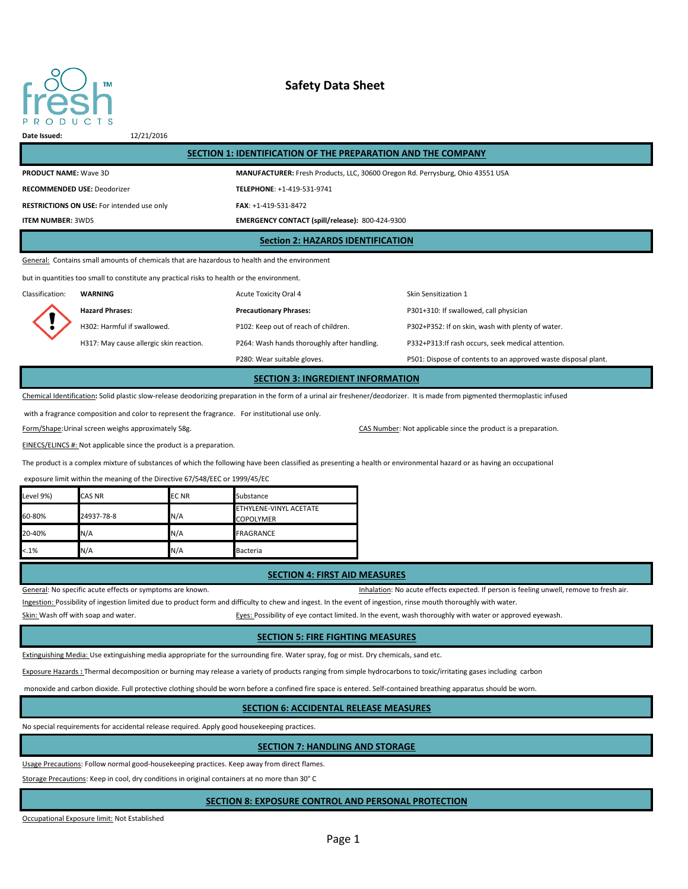fresh™ PRODUCTS

# Safety Data Sheet

**Date Issued:** 12/21/2016

## SECTION 1: IDENTIFICATION OF THE PREPARATION AND THE COMPANY

**PRODUCT NAME:** Wave 3D

**RECOMMENDED USE:** Deodorizer

**RESTRICTIONS ON USE:** For intended use only

**ITEM NUMBER:** 3WDS

**MANUFACTURER:** Fresh Products, LLC, 30600 Oregon Rd. Perrysburg, Ohio 43551 USA

**TELEPHONE**: +1-419-531-9741

**FAX**: +1-419-531-8472

**EMERGENCY CONTACT (spill/release):** 800-424-9300

## Section 2: HAZARDS IDENTIFICATION

General: Contains small amounts of chemicals that are hazardous to health and the environment

but in quantities too small to constitute any practical risks to health or the environment.

Classification: **WARNING**

Acute Toxicity Oral 4

Skin Sensitization 1

**Hazard Phrases:**

H302: Harmful if swallowed.

H317: May cause allergic skin reaction.

**Precautionary Phrases:**

P102: Keep out of reach of children.

P264: Wash hands thoroughly after handling.

P280: Wear suitable gloves.

P301+310: If swallowed, call physician

P302+P352: If on skin, wash with plenty of water.

P332+P313:If rash occurs, seek medical attention.

P501: Dispose of contents to an approved waste disposal plant.

## SECTION 3: INGREDIENT INFORMATION

Chemical Identification: Solid plastic slow-release deodorizing preparation in the form of a urinal air freshener/deodorizer. It is made from pigmented thermoplastic infused with a fragrance composition and color to represent the fragrance. For institutional use only.

Form/Shape:Urinal screen weighs approximately 58g.

CAS Number: Not applicable since the product is a preparation.

EINECS/ELINCS #: Not applicable since the product is a preparation.

The product is a complex mixture of substances of which the following have been classified as presenting a health or environmental hazard or as having an occupational exposure limit within the meaning of the Directive 67/548/EEC or 1999/45/EC

| Level 9%) | CAS NR | EC NR | Substance |
|---|---|---|---|
| 60-80% | 24937-78-8 | N/A | ETHYLENE-VINYL ACETATE COPOLYMER |
| 20-40% | N/A | N/A | FRAGRANCE |
| <.1% | N/A | N/A | Bacteria |

## SECTION 4: FIRST AID MEASURES

General: No specific acute effects or symptoms are known.

Inhalation: No acute effects expected. If person is feeling unwell, remove to fresh air.

Ingestion: Possibility of ingestion limited due to product form and difficulty to chew and ingest. In the event of ingestion, rinse mouth thoroughly with water.

Skin: Wash off with soap and water.

Eyes: Possibility of eye contact limited. In the event, wash thoroughly with water or approved eyewash.

## SECTION 5: FIRE FIGHTING MEASURES

Extinguishing Media: Use extinguishing media appropriate for the surrounding fire. Water spray, fog or mist. Dry chemicals, sand etc.

Exposure Hazards : Thermal decomposition or burning may release a variety of products ranging from simple hydrocarbons to toxic/irritating gases including carbon monoxide and carbon dioxide. Full protective clothing should be worn before a confined fire space is entered. Self-contained breathing apparatus should be worn.

## SECTION 6: ACCIDENTAL RELEASE MEASURES

No special requirements for accidental release required. Apply good housekeeping practices.

## SECTION 7: HANDLING AND STORAGE

Usage Precautions: Follow normal good-housekeeping practices. Keep away from direct flames.

Storage Precautions: Keep in cool, dry conditions in original containers at no more than 30° C

## SECTION 8: EXPOSURE CONTROL AND PERSONAL PROTECTION

Occupational Exposure limit: Not Established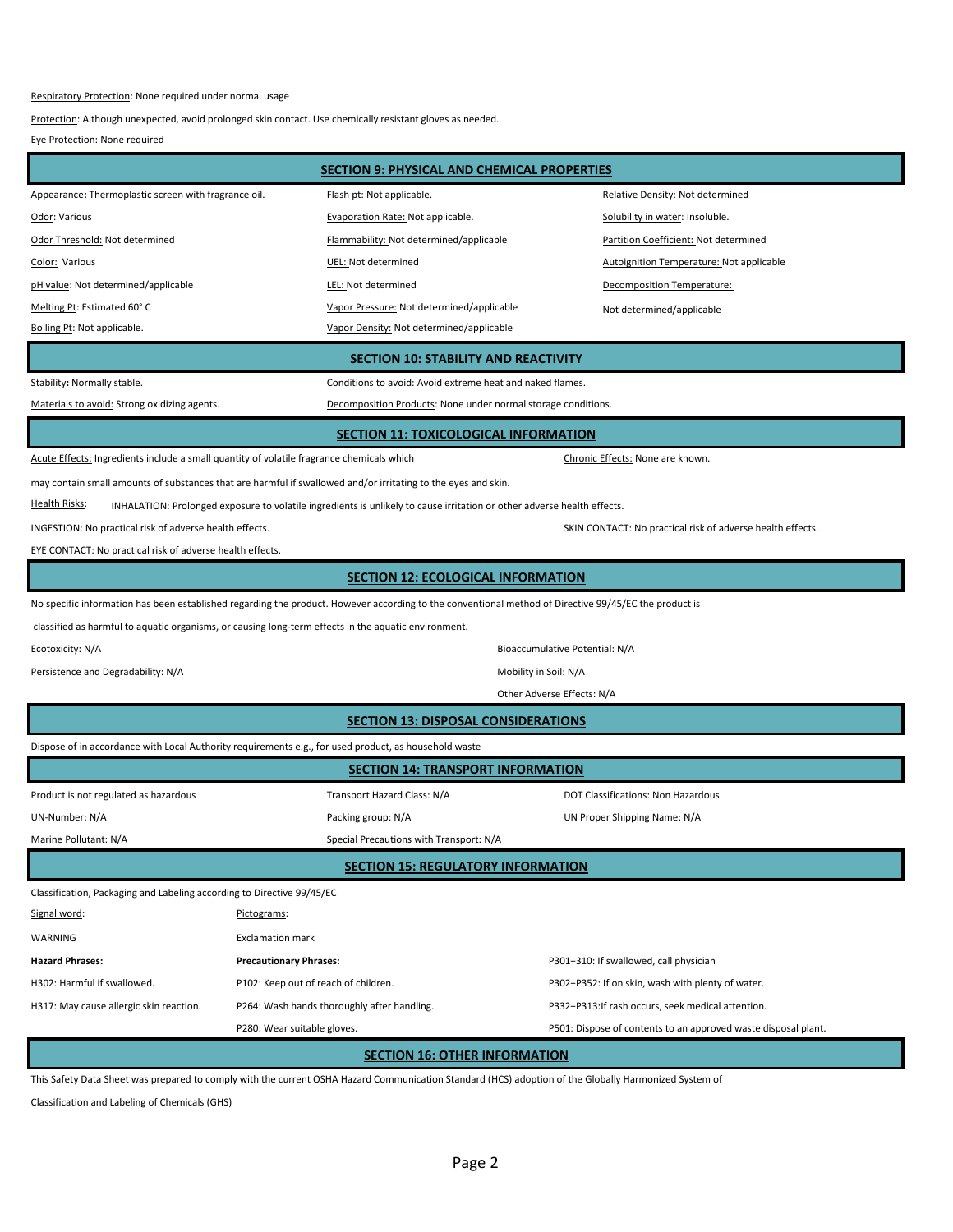Respiratory Protection: None required under normal usage

Protection: Although unexpected, avoid prolonged skin contact. Use chemically resistant gloves as needed.

Eye Protection: None required

## SECTION 9: PHYSICAL AND CHEMICAL PROPERTIES

| | | |
|---|---|---|
| Appearance: Thermoplastic screen with fragrance oil. | Flash pt: Not applicable. | Relative Density: Not determined |
| Odor: Various | Evaporation Rate: Not applicable. | Solubility in water: Insoluble. |
| Odor Threshold: Not determined | Flammability: Not determined/applicable | Partition Coefficient: Not determined |
| Color: Various | UEL: Not determined | Autoignition Temperature: Not applicable |
| pH value: Not determined/applicable | LEL: Not determined | Decomposition Temperature: Not determined/applicable |
| Melting Pt: Estimated 60° C | Vapor Pressure: Not determined/applicable | |
| Boiling Pt: Not applicable. | Vapor Density: Not determined/applicable | |

## SECTION 10: STABILITY AND REACTIVITY

Stability: Normally stable.

Conditions to avoid: Avoid extreme heat and naked flames.

Materials to avoid: Strong oxidizing agents.

Decomposition Products: None under normal storage conditions.

## SECTION 11: TOXICOLOGICAL INFORMATION

Acute Effects: Ingredients include a small quantity of volatile fragrance chemicals which may contain small amounts of substances that are harmful if swallowed and/or irritating to the eyes and skin.

Chronic Effects: None are known.

Health Risks: INHALATION: Prolonged exposure to volatile ingredients is unlikely to cause irritation or other adverse health effects.

INGESTION: No practical risk of adverse health effects.

SKIN CONTACT: No practical risk of adverse health effects.

EYE CONTACT: No practical risk of adverse health effects.

## SECTION 12: ECOLOGICAL INFORMATION

No specific information has been established regarding the product. However according to the conventional method of Directive 99/45/EC the product is classified as harmful to aquatic organisms, or causing long-term effects in the aquatic environment.

Ecotoxicity: N/A

Bioaccumulative Potential: N/A

Persistence and Degradability: N/A

Mobility in Soil: N/A

Other Adverse Effects: N/A

## SECTION 13: DISPOSAL CONSIDERATIONS

Dispose of in accordance with Local Authority requirements e.g., for used product, as household waste

## SECTION 14: TRANSPORT INFORMATION

| | | |
|---|---|---|
| Product is not regulated as hazardous | Transport Hazard Class: N/A | DOT Classifications: Non Hazardous |
| UN-Number: N/A | Packing group: N/A | UN Proper Shipping Name: N/A |
| Marine Pollutant: N/A | Special Precautions with Transport: N/A | |

## SECTION 15: REGULATORY INFORMATION

Classification, Packaging and Labeling according to Directive 99/45/EC

| | | |
|---|---|---|
| Signal word: | Pictograms: | |
| WARNING | Exclamation mark | |
| **Hazard Phrases:** | **Precautionary Phrases:** | P301+310: If swallowed, call physician |
| H302: Harmful if swallowed. | P102: Keep out of reach of children. | P302+P352: If on skin, wash with plenty of water. |
| H317: May cause allergic skin reaction. | P264: Wash hands thoroughly after handling. | P332+P313:If rash occurs, seek medical attention. |
| | P280: Wear suitable gloves. | P501: Dispose of contents to an approved waste disposal plant. |

## SECTION 16: OTHER INFORMATION

This Safety Data Sheet was prepared to comply with the current OSHA Hazard Communication Standard (HCS) adoption of the Globally Harmonized System of Classification and Labeling of Chemicals (GHS)